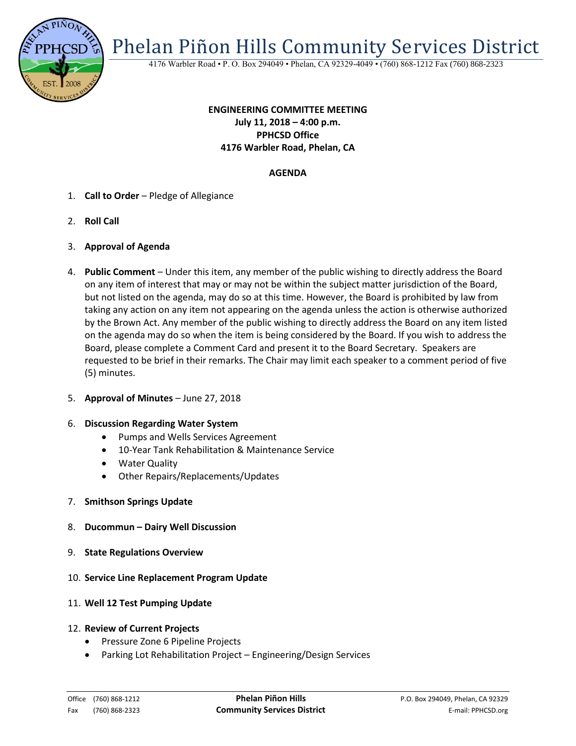# Phelan Piñon Hills Community Services District

4176 Warbler Road • P. O. Box 294049 • Phelan, CA 92329-4049 • (760) 868-1212 Fax (760) 868-2323

**ENGINEERING COMMITTEE MEETING**
**July 11, 2018 – 4:00 p.m.**
**PPHCSD Office**
**4176 Warbler Road, Phelan, CA**

**AGENDA**

1. **Call to Order** – Pledge of Allegiance
2. **Roll Call**
3. **Approval of Agenda**
4. **Public Comment** – Under this item, any member of the public wishing to directly address the Board on any item of interest that may or may not be within the subject matter jurisdiction of the Board, but not listed on the agenda, may do so at this time. However, the Board is prohibited by law from taking any action on any item not appearing on the agenda unless the action is otherwise authorized by the Brown Act. Any member of the public wishing to directly address the Board on any item listed on the agenda may do so when the item is being considered by the Board. If you wish to address the Board, please complete a Comment Card and present it to the Board Secretary. Speakers are requested to be brief in their remarks. The Chair may limit each speaker to a comment period of five (5) minutes.
5. **Approval of Minutes** – June 27, 2018
6. **Discussion Regarding Water System**
   - Pumps and Wells Services Agreement
   - 10-Year Tank Rehabilitation & Maintenance Service
   - Water Quality
   - Other Repairs/Replacements/Updates
7. **Smithson Springs Update**
8. **Ducommun – Dairy Well Discussion**
9. **State Regulations Overview**
10. **Service Line Replacement Program Update**
11. **Well 12 Test Pumping Update**
12. **Review of Current Projects**
    - Pressure Zone 6 Pipeline Projects
    - Parking Lot Rehabilitation Project – Engineering/Design Services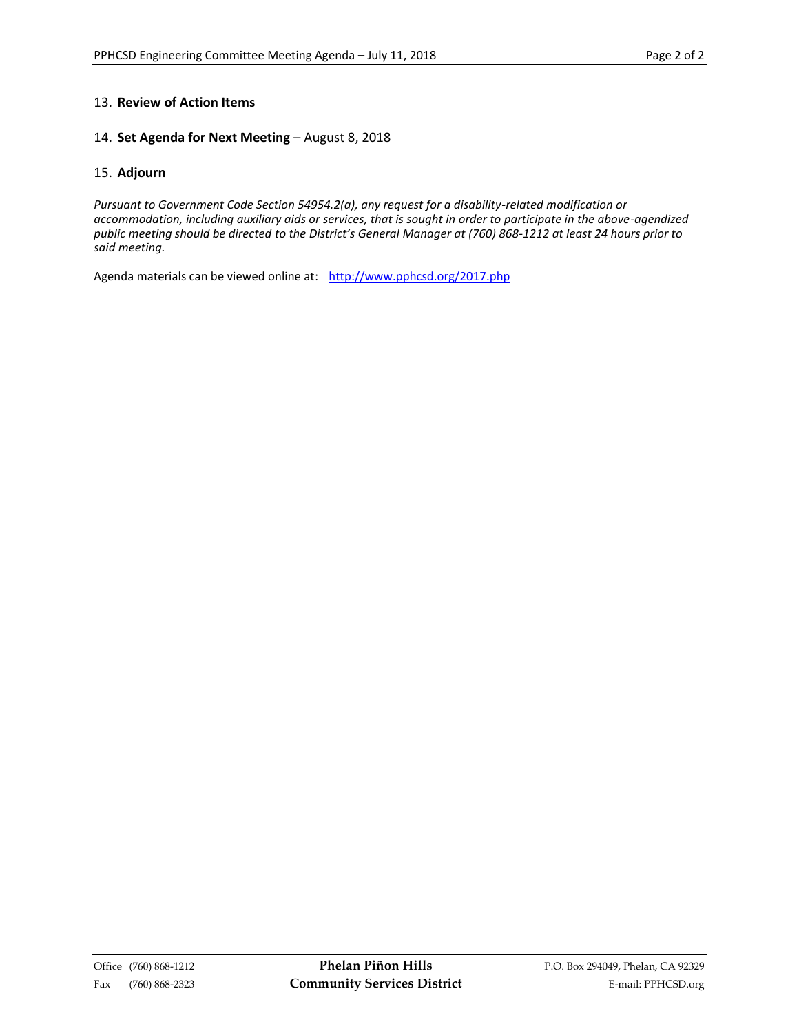13. **Review of Action Items**

14. **Set Agenda for Next Meeting** – August 8, 2018

15. **Adjourn**

*Pursuant to Government Code Section 54954.2(a), any request for a disability-related modification or accommodation, including auxiliary aids or services, that is sought in order to participate in the above-agendized public meeting should be directed to the District's General Manager at (760) 868-1212 at least 24 hours prior to said meeting.*

Agenda materials can be viewed online at: http://www.pphcsd.org/2017.php